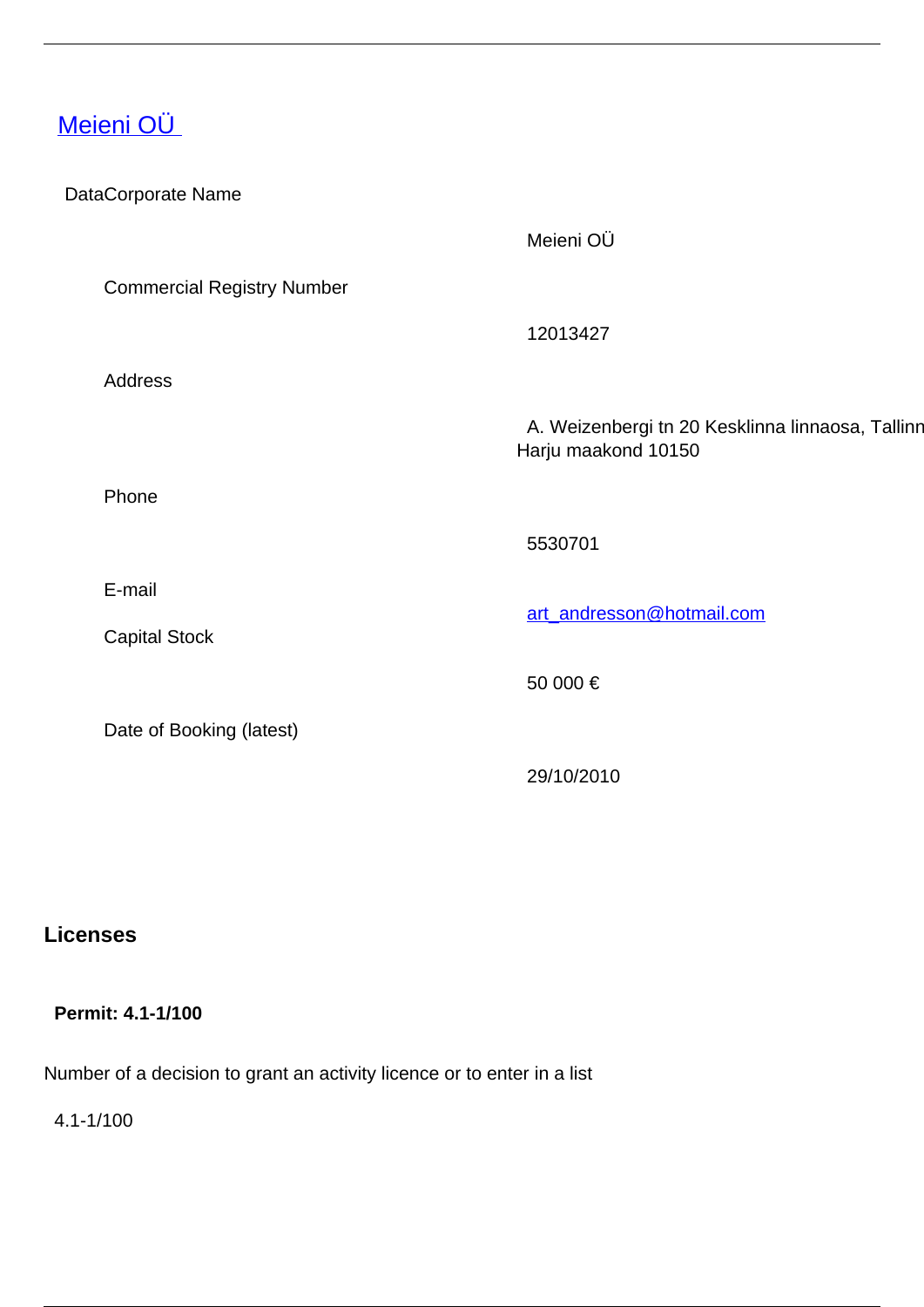# Meieni OÜ

DataCorporate Name

| | |
|---|---|
| Corporate Name | Meieni OÜ |
| Commercial Registry Number | 12013427 |
| Address | A. Weizenbergi tn 20 Kesklinna linnaosa, Tallinn Harju maakond 10150 |
| Phone | 5530701 |
| E-mail | art_andresson@hotmail.com |
| Capital Stock | 50 000 € |
| Date of Booking (latest) | 29/10/2010 |

## Licenses

**Permit: 4.1-1/100**

Number of a decision to grant an activity licence or to enter in a list

4.1-1/100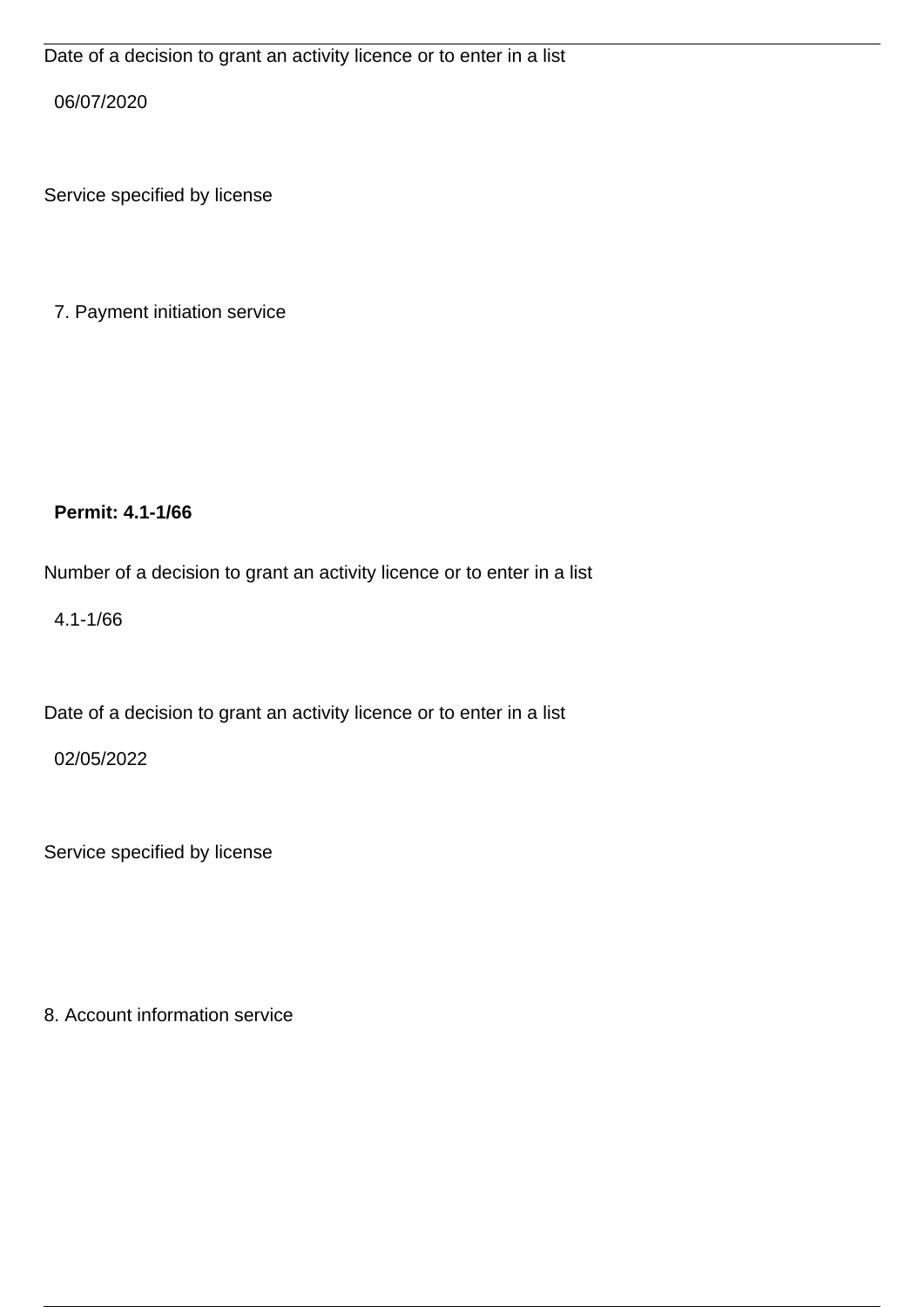Date of a decision to grant an activity licence or to enter in a list

06/07/2020

Service specified by license

7. Payment initiation service

**Permit: 4.1-1/66**

Number of a decision to grant an activity licence or to enter in a list

4.1-1/66

Date of a decision to grant an activity licence or to enter in a list

02/05/2022

Service specified by license

8. Account information service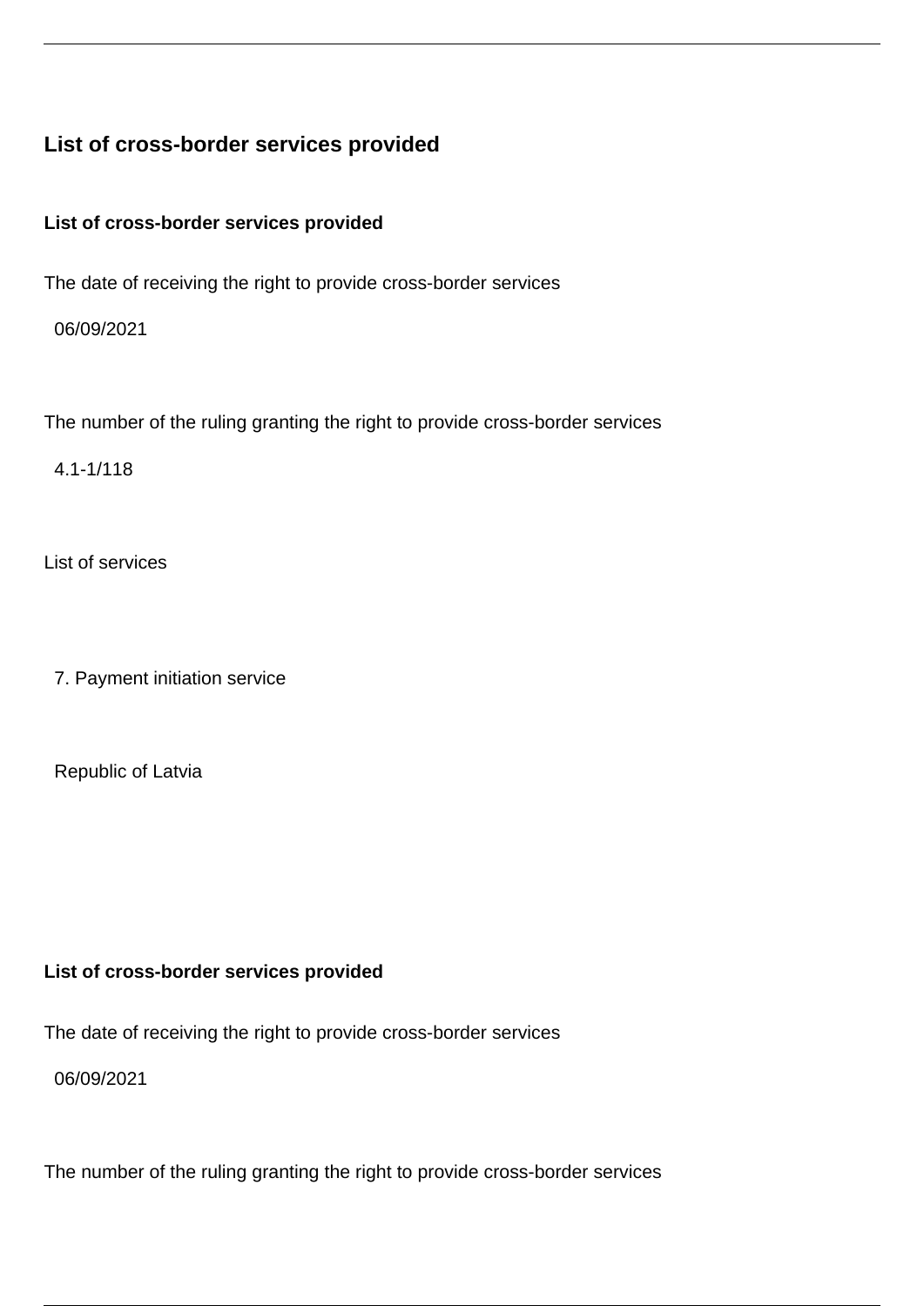## List of cross-border services provided

**List of cross-border services provided**

The date of receiving the right to provide cross-border services

06/09/2021

The number of the ruling granting the right to provide cross-border services

4.1-1/118

List of services

7. Payment initiation service

Republic of Latvia

**List of cross-border services provided**

The date of receiving the right to provide cross-border services

06/09/2021

The number of the ruling granting the right to provide cross-border services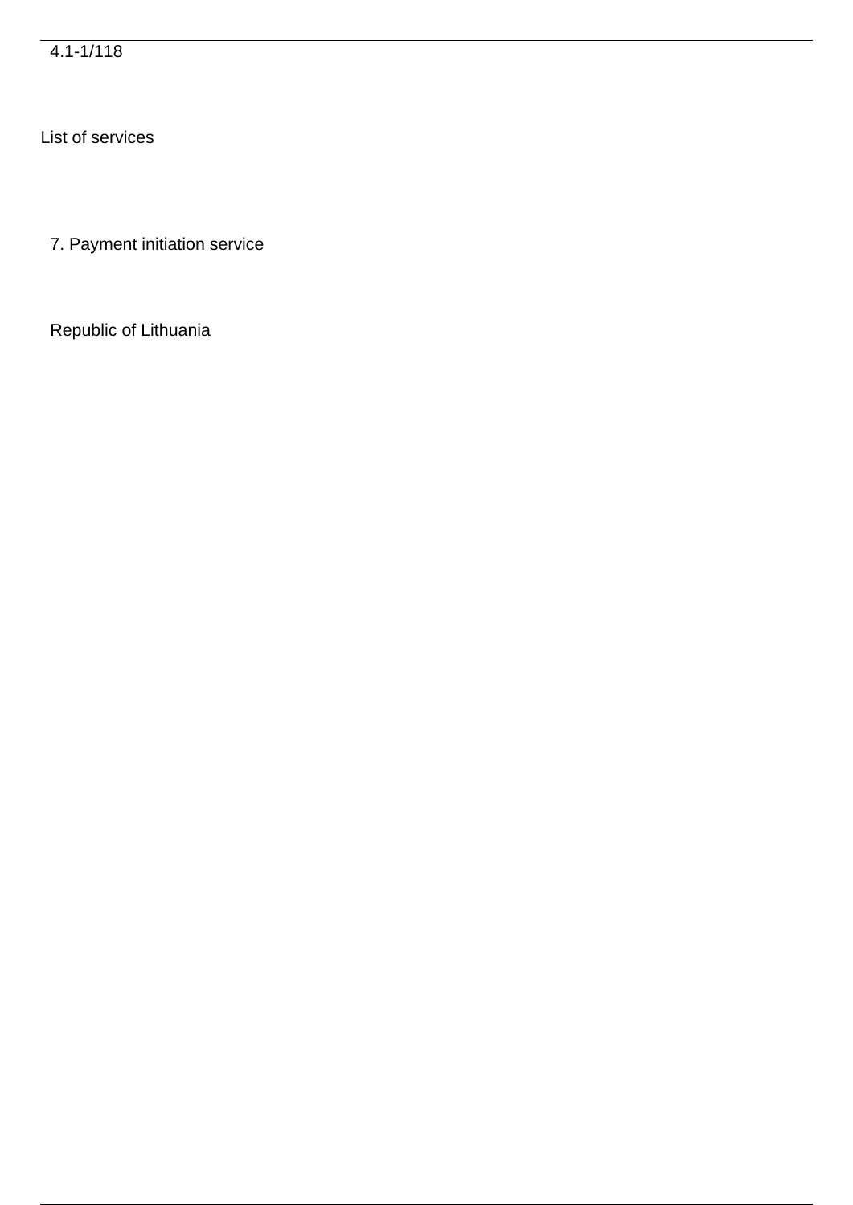4.1-1/118

List of services

7. Payment initiation service

Republic of Lithuania